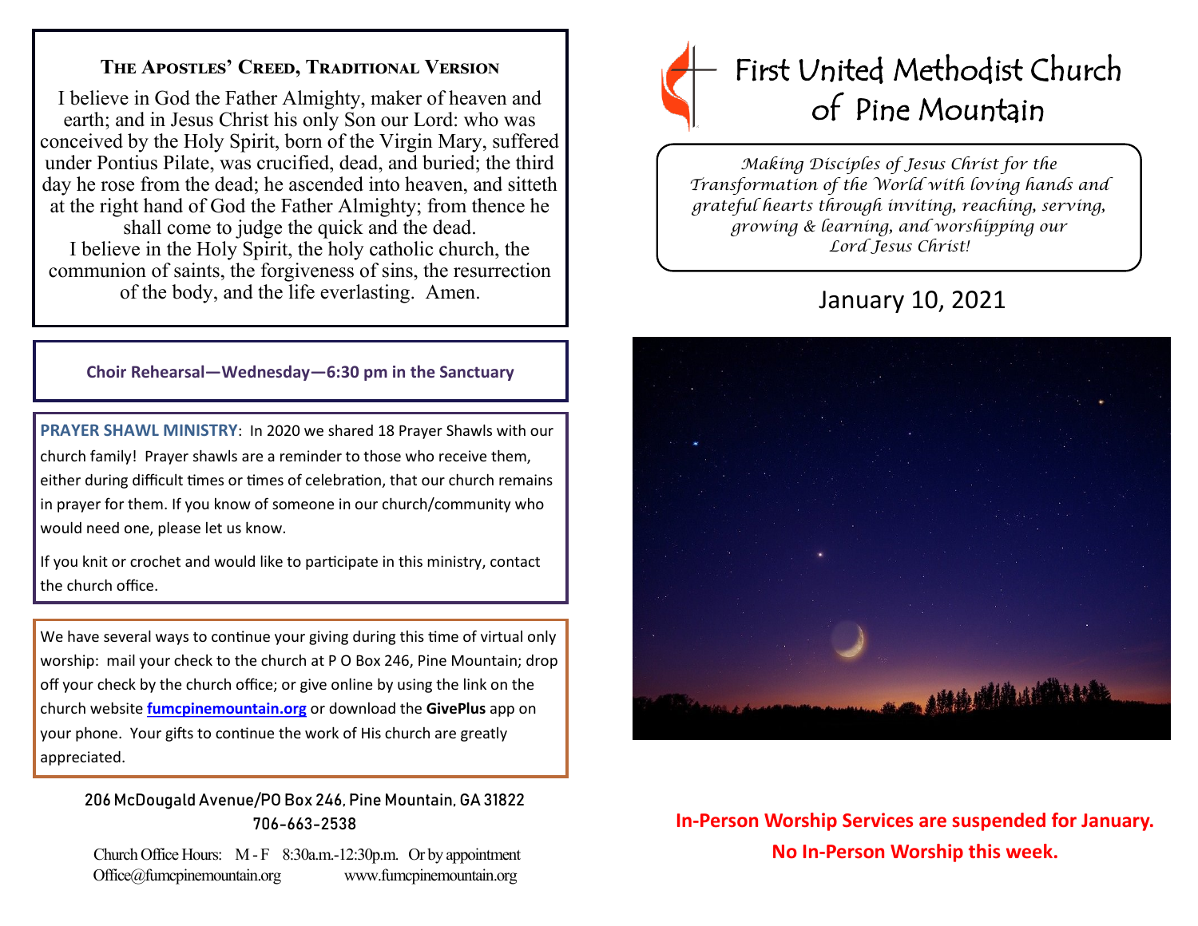## THE APOSTLES' CREED, TRADITIONAL VERSION

I believe in God the Father Almighty, maker of heaven and earth; and in Jesus Christ his only Son our Lord: who was conceived by the Holy Spirit, born of the Virgin Mary, suffered under Pontius Pilate, was crucified, dead, and buried; the third day he rose from the dead; he ascended into heaven, and sitteth at the right hand of God the Father Almighty; from thence he shall come to judge the quick and the dead.
I believe in the Holy Spirit, the holy catholic church, the communion of saints, the forgiveness of sins, the resurrection of the body, and the life everlasting. Amen.

**Choir Rehearsal—Wednesday—6:30 pm in the Sanctuary**

**PRAYER SHAWL MINISTRY**: In 2020 we shared 18 Prayer Shawls with our church family! Prayer shawls are a reminder to those who receive them, either during difficult times or times of celebration, that our church remains in prayer for them. If you know of someone in our church/community who would need one, please let us know.

If you knit or crochet and would like to participate in this ministry, contact the church office.

We have several ways to continue your giving during this time of virtual only worship: mail your check to the church at P O Box 246, Pine Mountain; drop off your check by the church office; or give online by using the link on the church website **fumcpinemountain.org** or download the **GivePlus** app on your phone. Your gifts to continue the work of His church are greatly appreciated.

206 McDougald Avenue/PO Box 246, Pine Mountain, GA 31822
706-663-2538

Church Office Hours: M - F 8:30a.m.-12:30p.m. Or by appointment
Office@fumcpinemountain.org www.fumcpinemountain.org

# First United Methodist Church of Pine Mountain

*Making Disciples of Jesus Christ for the Transformation of the World with loving hands and grateful hearts through inviting, reaching, serving, growing & learning, and worshipping our Lord Jesus Christ!*

## January 10, 2021

**In-Person Worship Services are suspended for January.**
**No In-Person Worship this week.**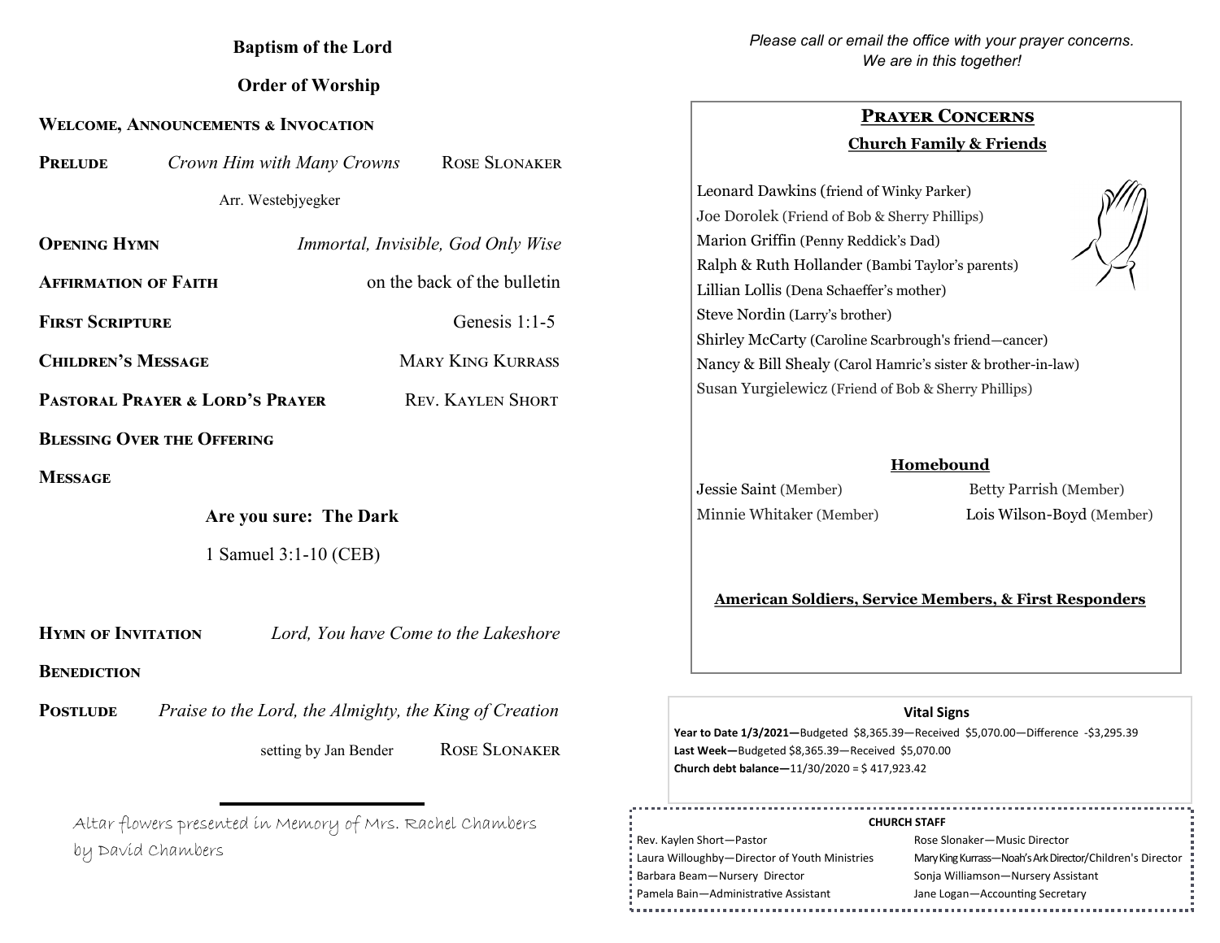## Baptism of the Lord

### Order of Worship

**Welcome, Announcements & Invocation**

**Prelude** *Crown Him with Many Crowns* Rose Slonaker

Arr. Westebjyegker

**Opening Hymn** *Immortal, Invisible, God Only Wise*

**Affirmation of Faith** on the back of the bulletin

**First Scripture** Genesis 1:1-5

**Children's Message** Mary King Kurrass

**Pastoral Prayer & Lord's Prayer** Rev. Kaylen Short

**Blessing Over the Offering**

**Message**

**Are you sure: The Dark**

1 Samuel 3:1-10 (CEB)

**Hymn of Invitation** *Lord, You have Come to the Lakeshore*

**Benediction**

**Postlude** *Praise to the Lord, the Almighty, the King of Creation*

setting by Jan Bender Rose Slonaker

---

Altar flowers presented in Memory of Mrs. Rachel Chambers by David Chambers

*Please call or email the office with your prayer concerns.*
*We are in this together!*

## Prayer Concerns

### Church Family & Friends

Leonard Dawkins (friend of Winky Parker)
Joe Dorolek (Friend of Bob & Sherry Phillips)
Marion Griffin (Penny Reddick's Dad)
Ralph & Ruth Hollander (Bambi Taylor's parents)
Lillian Lollis (Dena Schaeffer's mother)
Steve Nordin (Larry's brother)
Shirley McCarty (Caroline Scarbrough's friend—cancer)
Nancy & Bill Shealy (Carol Hamric's sister & brother-in-law)
Susan Yurgielewicz (Friend of Bob & Sherry Phillips)

### Homebound

Jessie Saint (Member)
Betty Parrish (Member)
Minnie Whitaker (Member)
Lois Wilson-Boyd (Member)

### American Soldiers, Service Members, & First Responders

**Vital Signs**

**Year to Date 1/3/2021—**Budgeted $8,365.39—Received $5,070.00—Difference -$3,295.39
**Last Week—**Budgeted $8,365.39—Received $5,070.00
**Church debt balance—**11/30/2020 = $ 417,923.42

**CHURCH STAFF**

Rev. Kaylen Short—Pastor
Rose Slonaker—Music Director
Laura Willoughby—Director of Youth Ministries
Mary King Kurrass—Noah's Ark Director/Children's Director
Barbara Beam—Nursery Director
Sonja Williamson—Nursery Assistant
Pamela Bain—Administrative Assistant
Jane Logan—Accounting Secretary